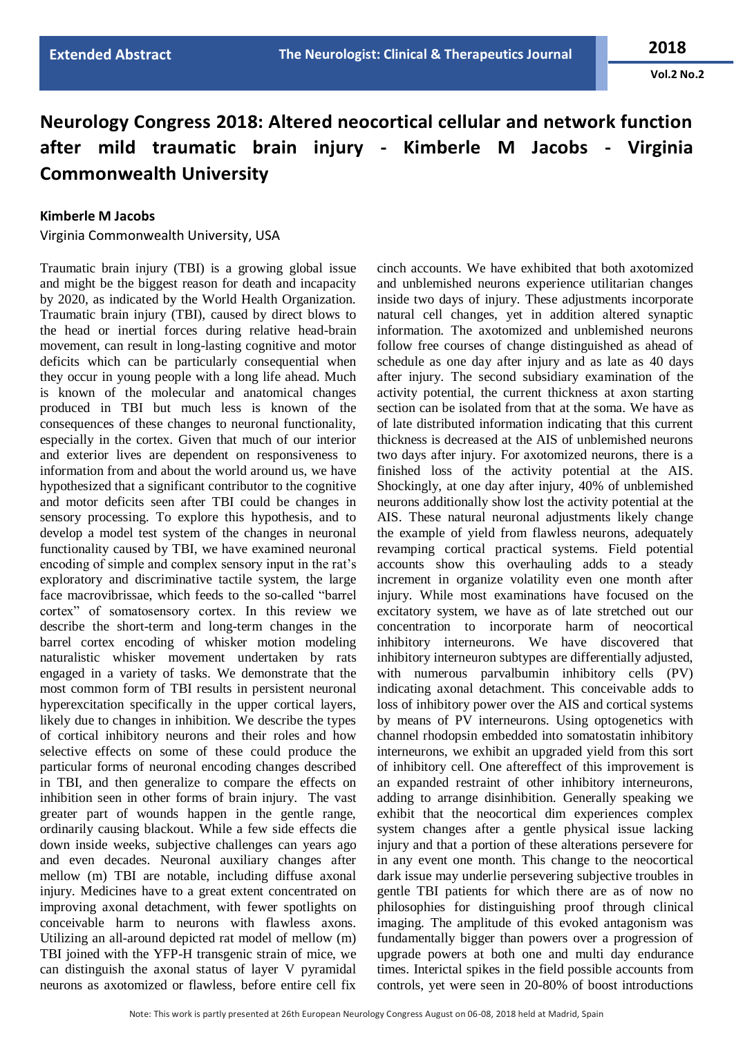# Neurology Congress 2018: Altered neocortical cellular and network function after mild traumatic brain injury - Kimberle M Jacobs - Virginia Commonwealth University

**Kimberle M Jacobs**

Virginia Commonwealth University, USA

Traumatic brain injury (TBI) is a growing global issue and might be the biggest reason for death and incapacity by 2020, as indicated by the World Health Organization. Traumatic brain injury (TBI), caused by direct blows to the head or inertial forces during relative head-brain movement, can result in long-lasting cognitive and motor deficits which can be particularly consequential when they occur in young people with a long life ahead. Much is known of the molecular and anatomical changes produced in TBI but much less is known of the consequences of these changes to neuronal functionality, especially in the cortex. Given that much of our interior and exterior lives are dependent on responsiveness to information from and about the world around us, we have hypothesized that a significant contributor to the cognitive and motor deficits seen after TBI could be changes in sensory processing. To explore this hypothesis, and to develop a model test system of the changes in neuronal functionality caused by TBI, we have examined neuronal encoding of simple and complex sensory input in the rat's exploratory and discriminative tactile system, the large face macrovibrissae, which feeds to the so-called "barrel cortex" of somatosensory cortex. In this review we describe the short-term and long-term changes in the barrel cortex encoding of whisker motion modeling naturalistic whisker movement undertaken by rats engaged in a variety of tasks. We demonstrate that the most common form of TBI results in persistent neuronal hyperexcitation specifically in the upper cortical layers, likely due to changes in inhibition. We describe the types of cortical inhibitory neurons and their roles and how selective effects on some of these could produce the particular forms of neuronal encoding changes described in TBI, and then generalize to compare the effects on inhibition seen in other forms of brain injury. The vast greater part of wounds happen in the gentle range, ordinarily causing blackout. While a few side effects die down inside weeks, subjective challenges can years ago and even decades. Neuronal auxiliary changes after mellow (m) TBI are notable, including diffuse axonal injury. Medicines have to a great extent concentrated on improving axonal detachment, with fewer spotlights on conceivable harm to neurons with flawless axons. Utilizing an all-around depicted rat model of mellow (m) TBI joined with the YFP-H transgenic strain of mice, we can distinguish the axonal status of layer V pyramidal neurons as axotomized or flawless, before entire cell fix cinch accounts. We have exhibited that both axotomized and unblemished neurons experience utilitarian changes inside two days of injury. These adjustments incorporate natural cell changes, yet in addition altered synaptic information. The axotomized and unblemished neurons follow free courses of change distinguished as ahead of schedule as one day after injury and as late as 40 days after injury. The second subsidiary examination of the activity potential, the current thickness at axon starting section can be isolated from that at the soma. We have as of late distributed information indicating that this current thickness is decreased at the AIS of unblemished neurons two days after injury. For axotomized neurons, there is a finished loss of the activity potential at the AIS. Shockingly, at one day after injury, 40% of unblemished neurons additionally show lost the activity potential at the AIS. These natural neuronal adjustments likely change the example of yield from flawless neurons, adequately revamping cortical practical systems. Field potential accounts show this overhauling adds to a steady increment in organize volatility even one month after injury. While most examinations have focused on the excitatory system, we have as of late stretched out our concentration to incorporate harm of neocortical inhibitory interneurons. We have discovered that inhibitory interneuron subtypes are differentially adjusted, with numerous parvalbumin inhibitory cells (PV) indicating axonal detachment. This conceivable adds to loss of inhibitory power over the AIS and cortical systems by means of PV interneurons. Using optogenetics with channel rhodopsin embedded into somatostatin inhibitory interneurons, we exhibit an upgraded yield from this sort of inhibitory cell. One aftereffect of this improvement is an expanded restraint of other inhibitory interneurons, adding to arrange disinhibition. Generally speaking we exhibit that the neocortical dim experiences complex system changes after a gentle physical issue lacking injury and that a portion of these alterations persevere for in any event one month. This change to the neocortical dark issue may underlie persevering subjective troubles in gentle TBI patients for which there are as of now no philosophies for distinguishing proof through clinical imaging. The amplitude of this evoked antagonism was fundamentally bigger than powers over a progression of upgrade powers at both one and multi day endurance times. Interictal spikes in the field possible accounts from controls, yet were seen in 20-80% of boost introductions

Note: This work is partly presented at 26th European Neurology Congress August on 06-08, 2018 held at Madrid, Spain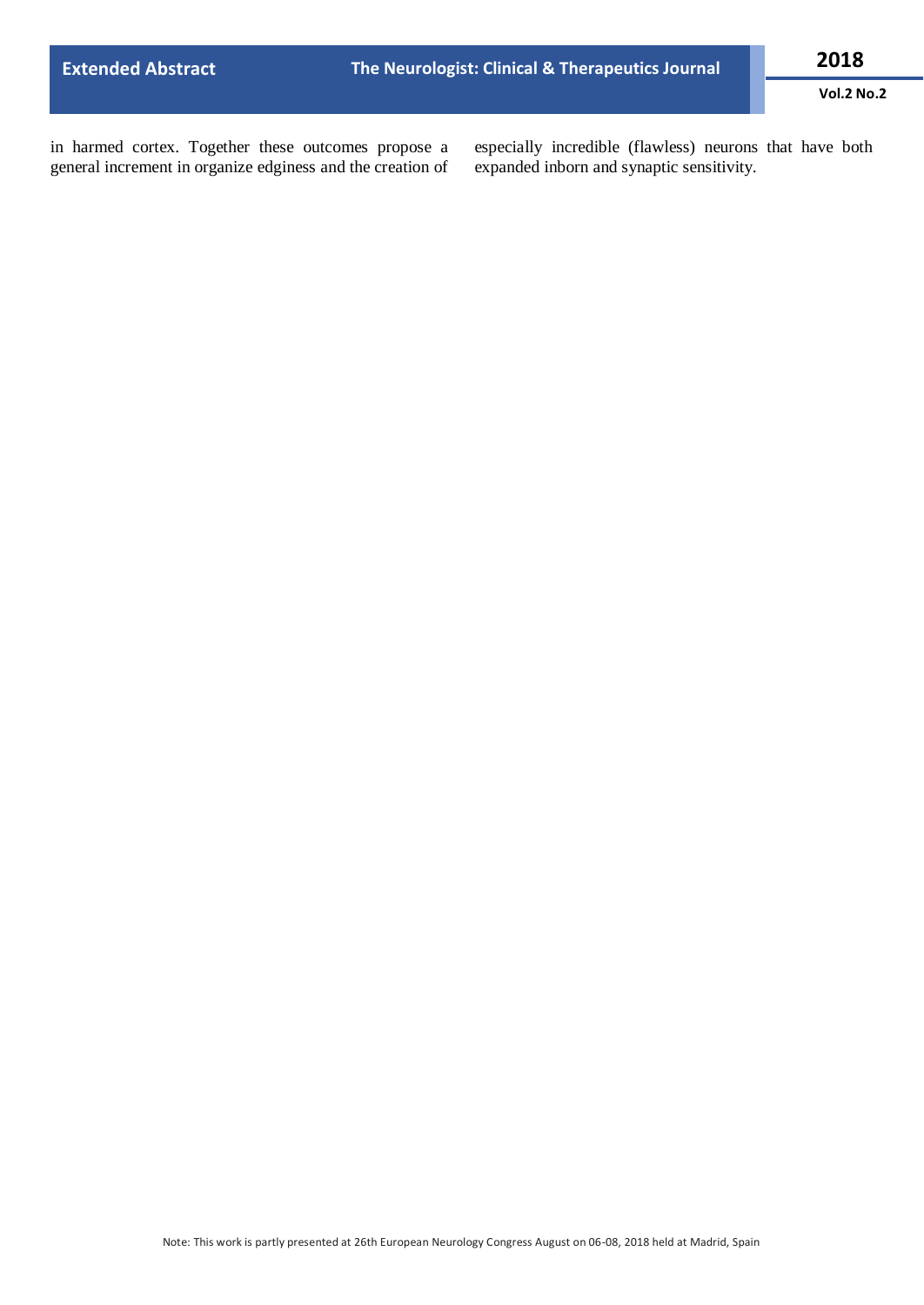in harmed cortex. Together these outcomes propose a general increment in organize edginess and the creation of especially incredible (flawless) neurons that have both expanded inborn and synaptic sensitivity.

Note: This work is partly presented at 26th European Neurology Congress August on 06-08, 2018 held at Madrid, Spain